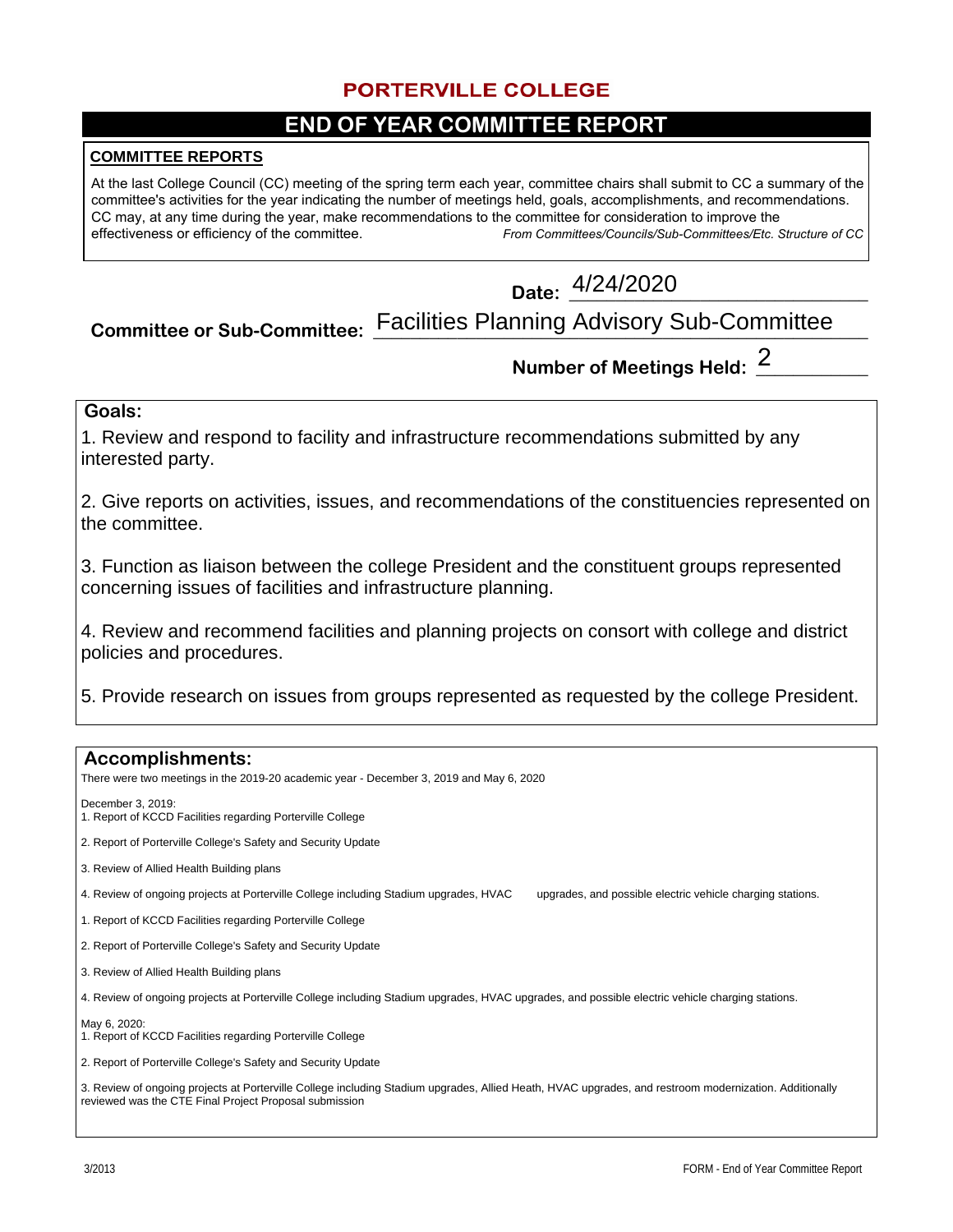# PORTERVILLE COLLEGE

## END OF YEAR COMMITTEE REPORT

### COMMITTEE REPORTS

At the last College Council (CC) meeting of the spring term each year, committee chairs shall submit to CC a summary of the committee's activities for the year indicating the number of meetings held, goals, accomplishments, and recommendations. CC may, at any time during the year, make recommendations to the committee for consideration to improve the effectiveness or efficiency of the committee. *From Committees/Councils/Sub-Committees/Etc. Structure of CC*

**Date:** 4/24/2020

**Committee or Sub-Committee:** Facilities Planning Advisory Sub-Committee

**Number of Meetings Held:** 2

### Goals:

1. Review and respond to facility and infrastructure recommendations submitted by any interested party.

2. Give reports on activities, issues, and recommendations of the constituencies represented on the committee.

3. Function as liaison between the college President and the constituent groups represented concerning issues of facilities and infrastructure planning.

4. Review and recommend facilities and planning projects on consort with college and district policies and procedures.

5. Provide research on issues from groups represented as requested by the college President.

### Accomplishments:

There were two meetings in the 2019-20 academic year - December 3, 2019 and May 6, 2020

December 3, 2019:
1. Report of KCCD Facilities regarding Porterville College

2. Report of Porterville College's Safety and Security Update

3. Review of Allied Health Building plans

4. Review of ongoing projects at Porterville College including Stadium upgrades, HVAC upgrades, and possible electric vehicle charging stations.

1. Report of KCCD Facilities regarding Porterville College

2. Report of Porterville College's Safety and Security Update

3. Review of Allied Health Building plans

4. Review of ongoing projects at Porterville College including Stadium upgrades, HVAC upgrades, and possible electric vehicle charging stations.

May 6, 2020:
1. Report of KCCD Facilities regarding Porterville College

2. Report of Porterville College's Safety and Security Update

3. Review of ongoing projects at Porterville College including Stadium upgrades, Allied Heath, HVAC upgrades, and restroom modernization. Additionally reviewed was the CTE Final Project Proposal submission

3/2013 FORM - End of Year Committee Report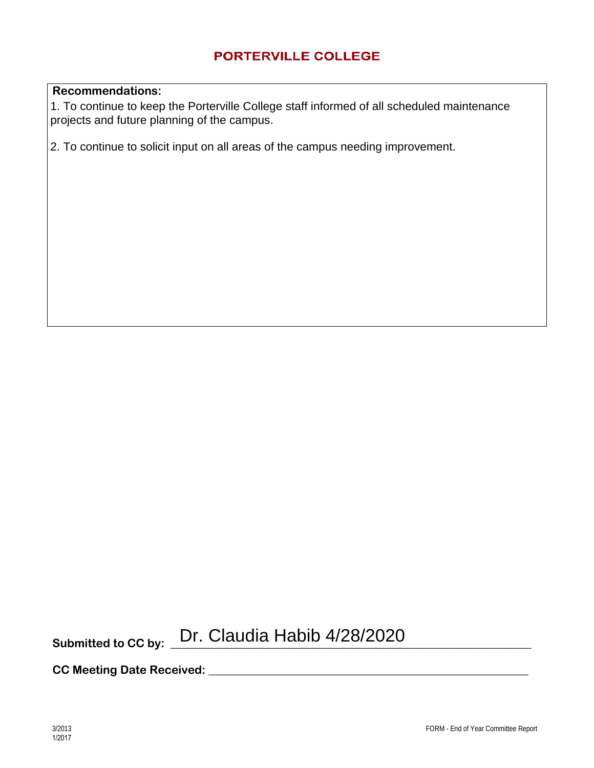# PORTERVILLE COLLEGE

**Recommendations:**

1. To continue to keep the Porterville College staff informed of all scheduled maintenance projects and future planning of the campus.

2. To continue to solicit input on all areas of the campus needing improvement.

**Submitted to CC by:** Dr. Claudia Habib 4/28/2020

**CC Meeting Date Received:** ______________________________

3/2013
1/2017

FORM - End of Year Committee Report